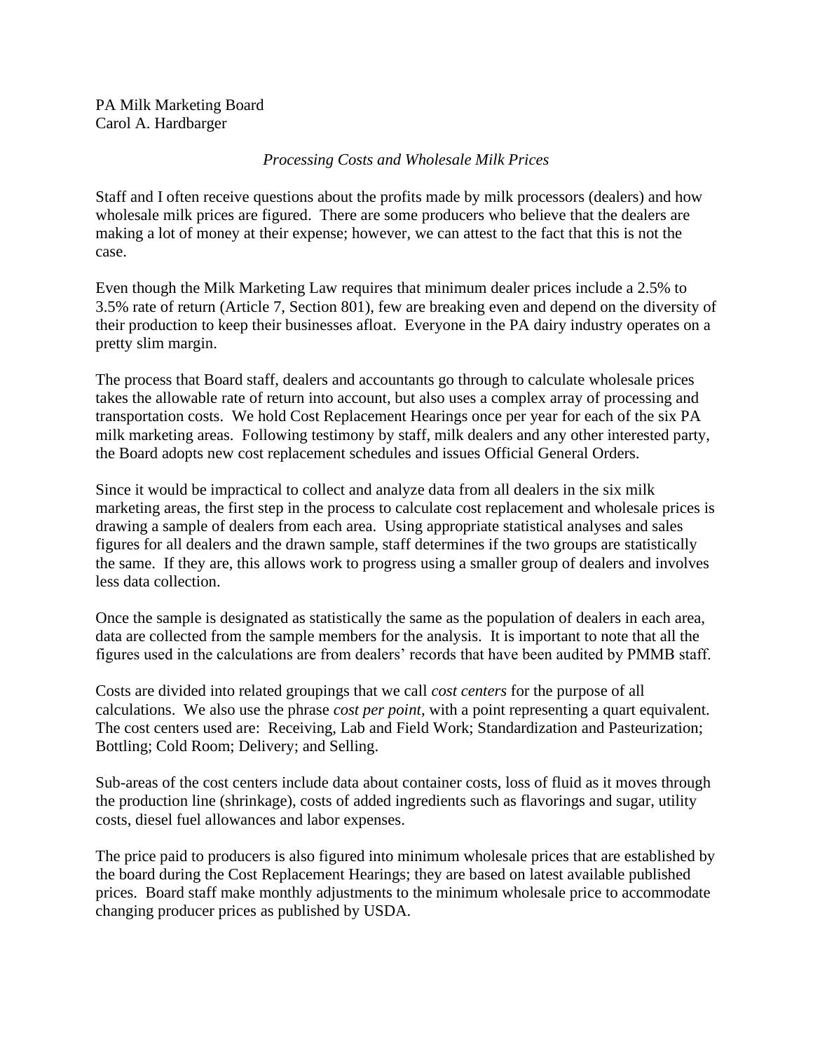PA Milk Marketing Board
Carol A. Hardbarger

*Processing Costs and Wholesale Milk Prices*

Staff and I often receive questions about the profits made by milk processors (dealers) and how wholesale milk prices are figured. There are some producers who believe that the dealers are making a lot of money at their expense; however, we can attest to the fact that this is not the case.

Even though the Milk Marketing Law requires that minimum dealer prices include a 2.5% to 3.5% rate of return (Article 7, Section 801), few are breaking even and depend on the diversity of their production to keep their businesses afloat. Everyone in the PA dairy industry operates on a pretty slim margin.

The process that Board staff, dealers and accountants go through to calculate wholesale prices takes the allowable rate of return into account, but also uses a complex array of processing and transportation costs. We hold Cost Replacement Hearings once per year for each of the six PA milk marketing areas. Following testimony by staff, milk dealers and any other interested party, the Board adopts new cost replacement schedules and issues Official General Orders.

Since it would be impractical to collect and analyze data from all dealers in the six milk marketing areas, the first step in the process to calculate cost replacement and wholesale prices is drawing a sample of dealers from each area. Using appropriate statistical analyses and sales figures for all dealers and the drawn sample, staff determines if the two groups are statistically the same. If they are, this allows work to progress using a smaller group of dealers and involves less data collection.

Once the sample is designated as statistically the same as the population of dealers in each area, data are collected from the sample members for the analysis. It is important to note that all the figures used in the calculations are from dealers' records that have been audited by PMMB staff.

Costs are divided into related groupings that we call *cost centers* for the purpose of all calculations. We also use the phrase *cost per point*, with a point representing a quart equivalent. The cost centers used are: Receiving, Lab and Field Work; Standardization and Pasteurization; Bottling; Cold Room; Delivery; and Selling.

Sub-areas of the cost centers include data about container costs, loss of fluid as it moves through the production line (shrinkage), costs of added ingredients such as flavorings and sugar, utility costs, diesel fuel allowances and labor expenses.

The price paid to producers is also figured into minimum wholesale prices that are established by the board during the Cost Replacement Hearings; they are based on latest available published prices. Board staff make monthly adjustments to the minimum wholesale price to accommodate changing producer prices as published by USDA.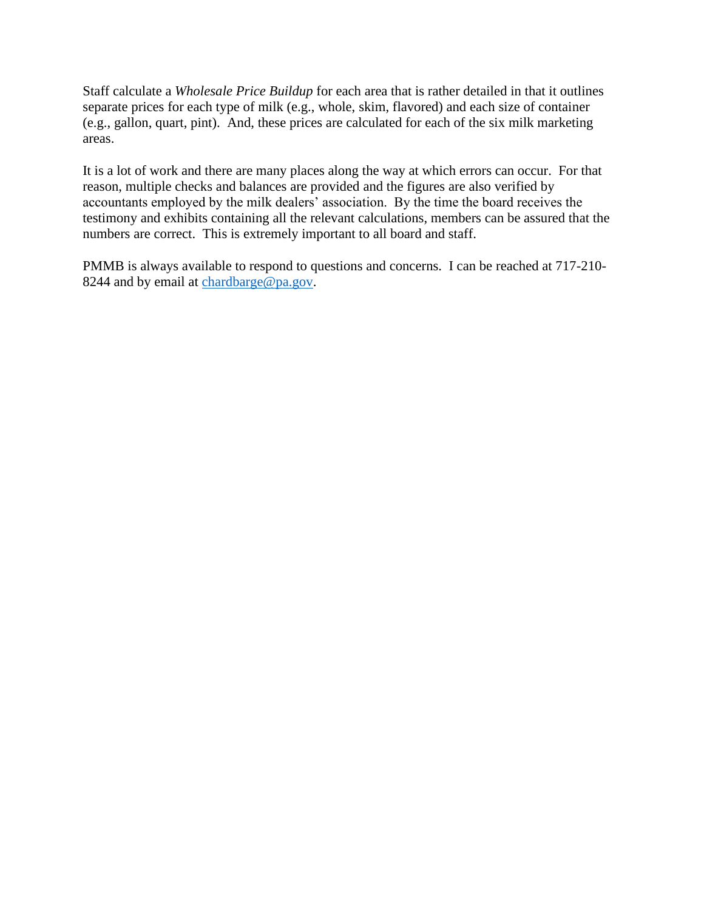Staff calculate a *Wholesale Price Buildup* for each area that is rather detailed in that it outlines separate prices for each type of milk (e.g., whole, skim, flavored) and each size of container (e.g., gallon, quart, pint). And, these prices are calculated for each of the six milk marketing areas.

It is a lot of work and there are many places along the way at which errors can occur. For that reason, multiple checks and balances are provided and the figures are also verified by accountants employed by the milk dealers' association. By the time the board receives the testimony and exhibits containing all the relevant calculations, members can be assured that the numbers are correct. This is extremely important to all board and staff.

PMMB is always available to respond to questions and concerns. I can be reached at 717-210-8244 and by email at [chardbarge@pa.gov](mailto:chardbarge@pa.gov).